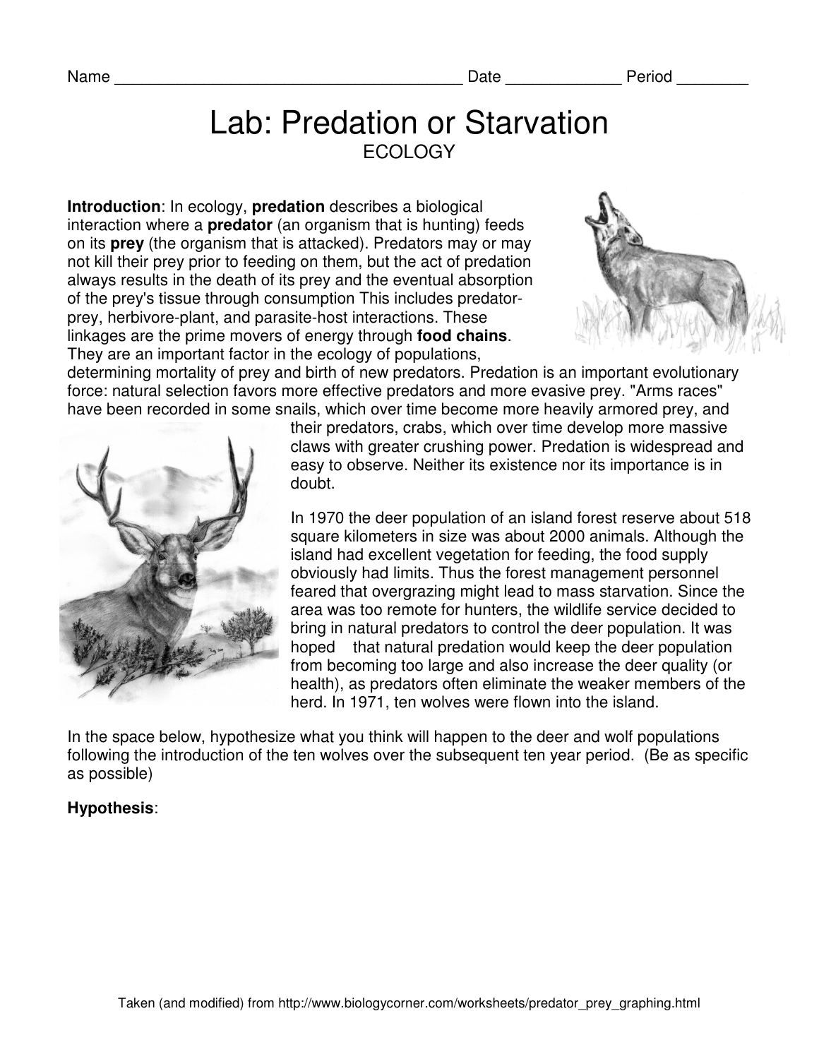Name ________________________________________ Date _____________ Period ________

# Lab: Predation or Starvation

ECOLOGY

**Introduction**: In ecology, **predation** describes a biological interaction where a **predator** (an organism that is hunting) feeds on its **prey** (the organism that is attacked). Predators may or may not kill their prey prior to feeding on them, but the act of predation always results in the death of its prey and the eventual absorption of the prey's tissue through consumption This includes predator-prey, herbivore-plant, and parasite-host interactions. These linkages are the prime movers of energy through **food chains**. They are an important factor in the ecology of populations, determining mortality of prey and birth of new predators. Predation is an important evolutionary force: natural selection favors more effective predators and more evasive prey. "Arms races" have been recorded in some snails, which over time become more heavily armored prey, and their predators, crabs, which over time develop more massive claws with greater crushing power. Predation is widespread and easy to observe. Neither its existence nor its importance is in doubt.

In 1970 the deer population of an island forest reserve about 518 square kilometers in size was about 2000 animals. Although the island had excellent vegetation for feeding, the food supply obviously had limits. Thus the forest management personnel feared that overgrazing might lead to mass starvation. Since the area was too remote for hunters, the wildlife service decided to bring in natural predators to control the deer population. It was hoped that natural predation would keep the deer population from becoming too large and also increase the deer quality (or health), as predators often eliminate the weaker members of the herd. In 1971, ten wolves were flown into the island.

In the space below, hypothesize what you think will happen to the deer and wolf populations following the introduction of the ten wolves over the subsequent ten year period. (Be as specific as possible)

**Hypothesis**:

Taken (and modified) from http://www.biologycorner.com/worksheets/predator_prey_graphing.html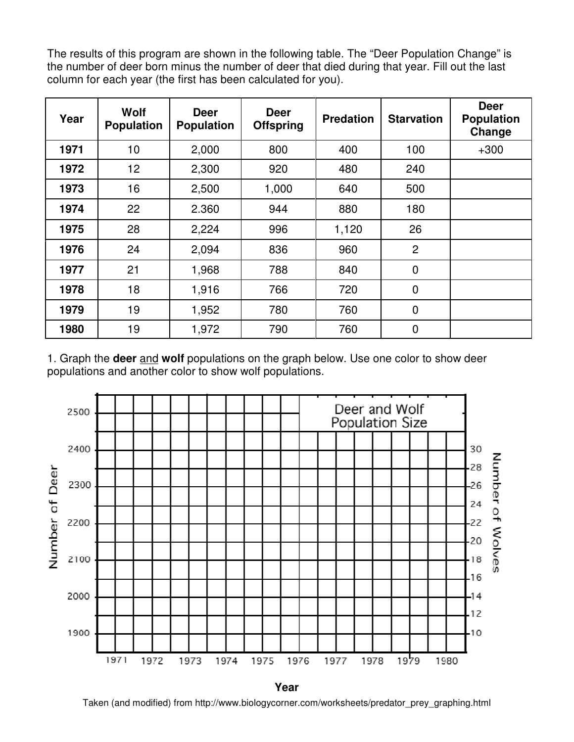The results of this program are shown in the following table. The "Deer Population Change" is the number of deer born minus the number of deer that died during that year. Fill out the last column for each year (the first has been calculated for you).

| Year | Wolf Population | Deer Population | Deer Offspring | Predation | Starvation | Deer Population Change |
|---|---|---|---|---|---|---|
| **1971** | 10 | 2,000 | 800 | 400 | 100 | +300 |
| **1972** | 12 | 2,300 | 920 | 480 | 240 | |
| **1973** | 16 | 2,500 | 1,000 | 640 | 500 | |
| **1974** | 22 | 2.360 | 944 | 880 | 180 | |
| **1975** | 28 | 2,224 | 996 | 1,120 | 26 | |
| **1976** | 24 | 2,094 | 836 | 960 | 2 | |
| **1977** | 21 | 1,968 | 788 | 840 | 0 | |
| **1978** | 18 | 1,916 | 766 | 720 | 0 | |
| **1979** | 19 | 1,952 | 780 | 760 | 0 | |
| **1980** | 19 | 1,972 | 790 | 760 | 0 | |

1. Graph the **deer** and **wolf** populations on the graph below. Use one color to show deer populations and another color to show wolf populations.

Deer and Wolf Population Size

Number of Deer: 1900, 2000, 2100, 2200, 2300, 2400, 2500

Number of Wolves: 10, 12, 14, 16, 18, 20, 22, 24, 26, 28, 30

1971 1972 1973 1974 1975 1976 1977 1978 1979 1980

**Year**

Taken (and modified) from http://www.biologycorner.com/worksheets/predator_prey_graphing.html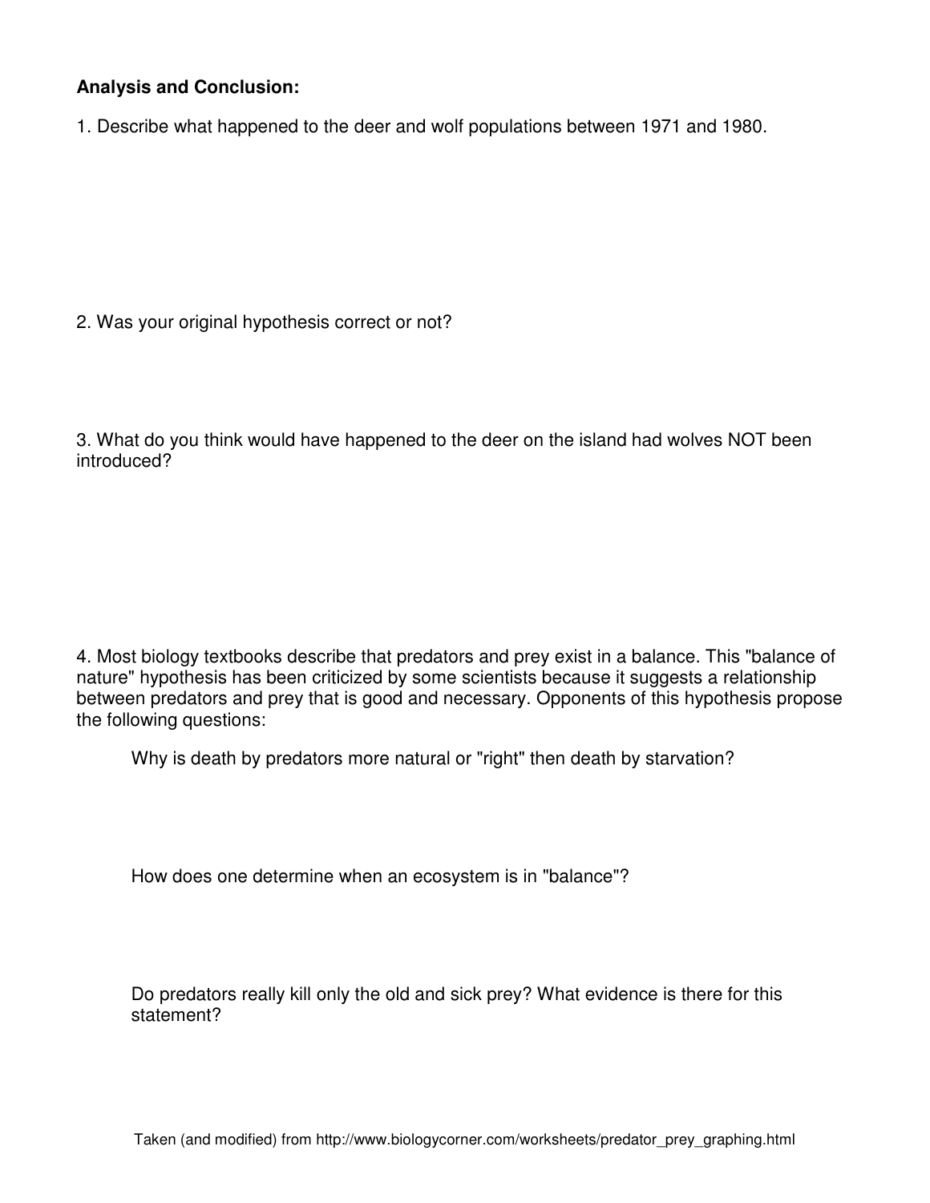**Analysis and Conclusion:**

1. Describe what happened to the deer and wolf populations between 1971 and 1980.

2. Was your original hypothesis correct or not?

3. What do you think would have happened to the deer on the island had wolves NOT been introduced?

4. Most biology textbooks describe that predators and prey exist in a balance. This "balance of nature" hypothesis has been criticized by some scientists because it suggests a relationship between predators and prey that is good and necessary. Opponents of this hypothesis propose the following questions:

   Why is death by predators more natural or "right" then death by starvation?

   How does one determine when an ecosystem is in "balance"?

   Do predators really kill only the old and sick prey? What evidence is there for this statement?

Taken (and modified) from http://www.biologycorner.com/worksheets/predator_prey_graphing.html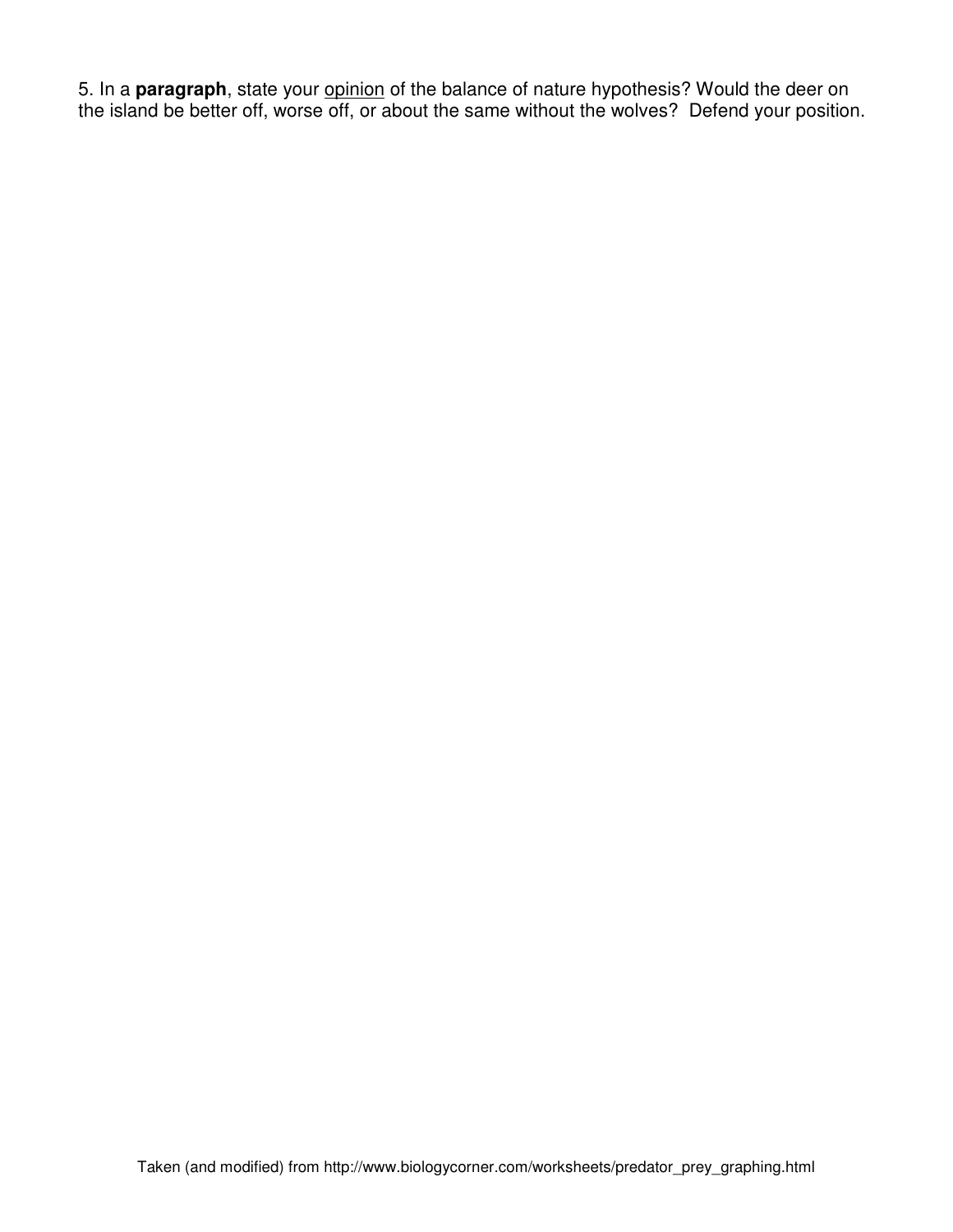5. In a **paragraph**, state your <u>opinion</u> of the balance of nature hypothesis? Would the deer on the island be better off, worse off, or about the same without the wolves? Defend your position.

Taken (and modified) from http://www.biologycorner.com/worksheets/predator_prey_graphing.html